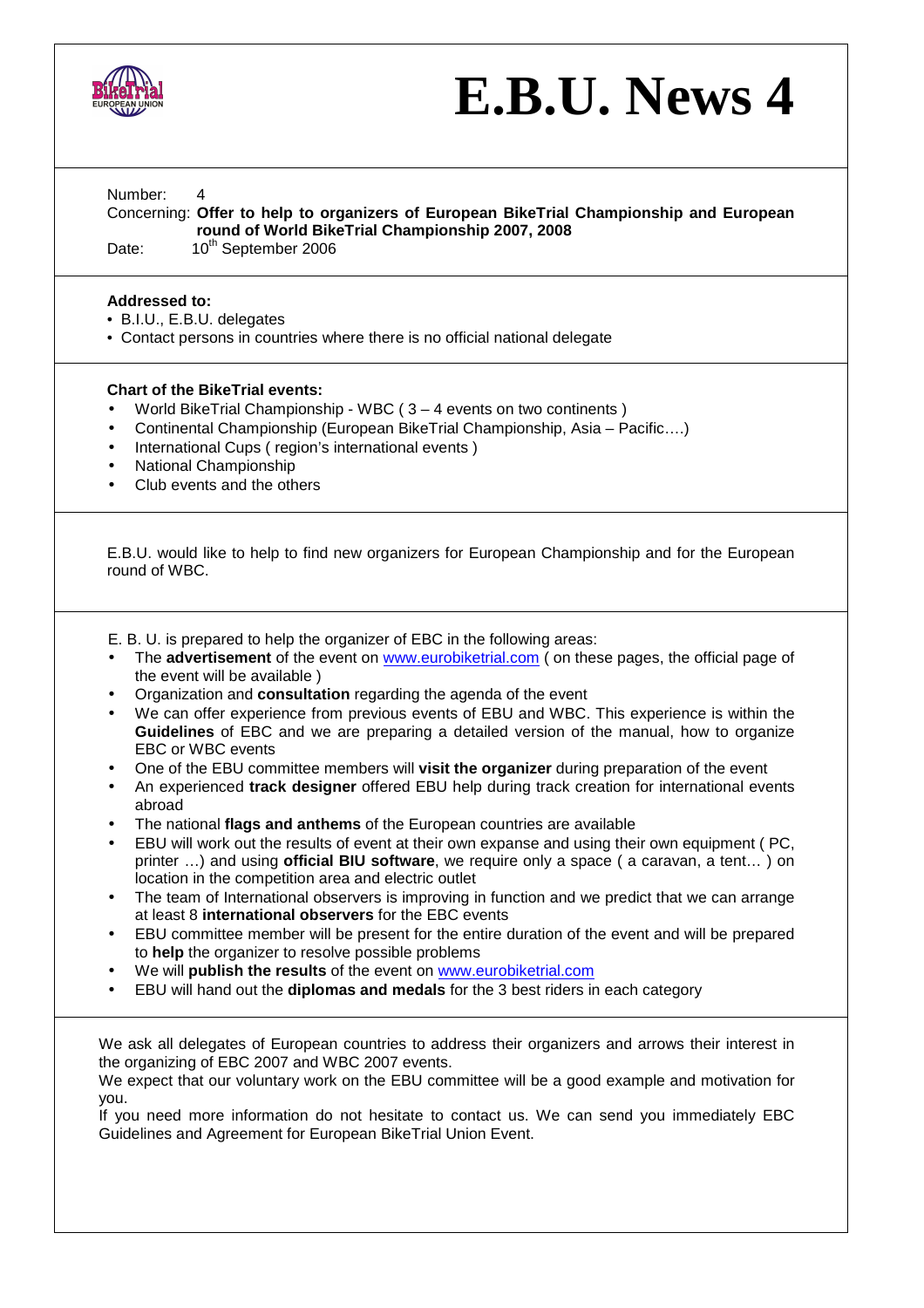# E.B.U. News 4

Number: 4

Concerning: **Offer to help to organizers of European BikeTrial Championship and European round of World BikeTrial Championship 2007, 2008**

Date: 10th September 2006

**Addressed to:**

- B.I.U., E.B.U. delegates
- Contact persons in countries where there is no official national delegate

**Chart of the BikeTrial events:**

- World BikeTrial Championship - WBC ( 3 – 4 events on two continents )
- Continental Championship (European BikeTrial Championship, Asia – Pacific….)
- International Cups ( region's international events )
- National Championship
- Club events and the others

E.B.U. would like to help to find new organizers for European Championship and for the European round of WBC.

E. B. U. is prepared to help the organizer of EBC in the following areas:

- The **advertisement** of the event on www.eurobiketrial.com ( on these pages, the official page of the event will be available )
- Organization and **consultation** regarding the agenda of the event
- We can offer experience from previous events of EBU and WBC. This experience is within the **Guidelines** of EBC and we are preparing a detailed version of the manual, how to organize EBC or WBC events
- One of the EBU committee members will **visit the organizer** during preparation of the event
- An experienced **track designer** offered EBU help during track creation for international events abroad
- The national **flags and anthems** of the European countries are available
- EBU will work out the results of event at their own expanse and using their own equipment ( PC, printer …) and using **official BIU software**, we require only a space ( a caravan, a tent… ) on location in the competition area and electric outlet
- The team of International observers is improving in function and we predict that we can arrange at least 8 **international observers** for the EBC events
- EBU committee member will be present for the entire duration of the event and will be prepared to **help** the organizer to resolve possible problems
- We will **publish the results** of the event on www.eurobiketrial.com
- EBU will hand out the **diplomas and medals** for the 3 best riders in each category

We ask all delegates of European countries to address their organizers and arrows their interest in the organizing of EBC 2007 and WBC 2007 events.

We expect that our voluntary work on the EBU committee will be a good example and motivation for you.

If you need more information do not hesitate to contact us. We can send you immediately EBC Guidelines and Agreement for European BikeTrial Union Event.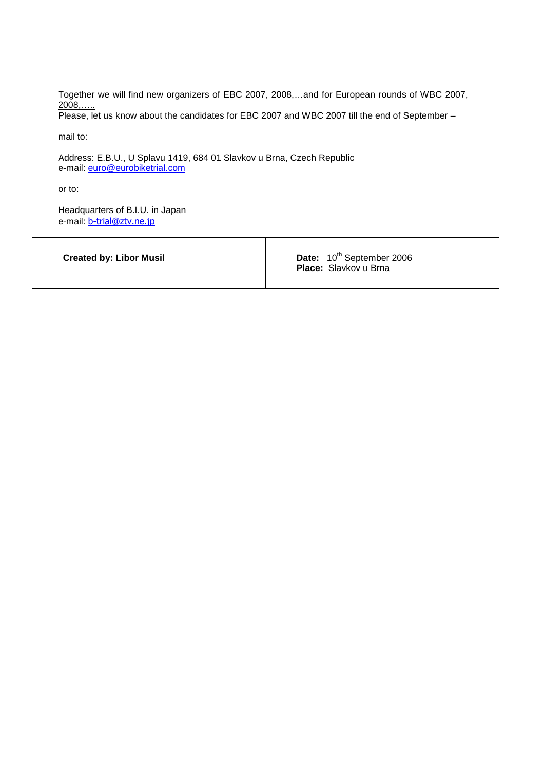Together we will find new organizers of EBC 2007, 2008,…and for European rounds of WBC 2007, 2008,…..

Please, let us know about the candidates for EBC 2007 and WBC 2007 till the end of September –

mail to:

Address: E.B.U., U Splavu 1419, 684 01 Slavkov u Brna, Czech Republic
e-mail: euro@eurobiketrial.com

or to:

Headquarters of B.I.U. in Japan
e-mail: b-trial@ztv.ne.jp

| | |
|---|---|
| **Created by: Libor Musil** | **Date:** 10th September 2006<br>**Place:** Slavkov u Brna |